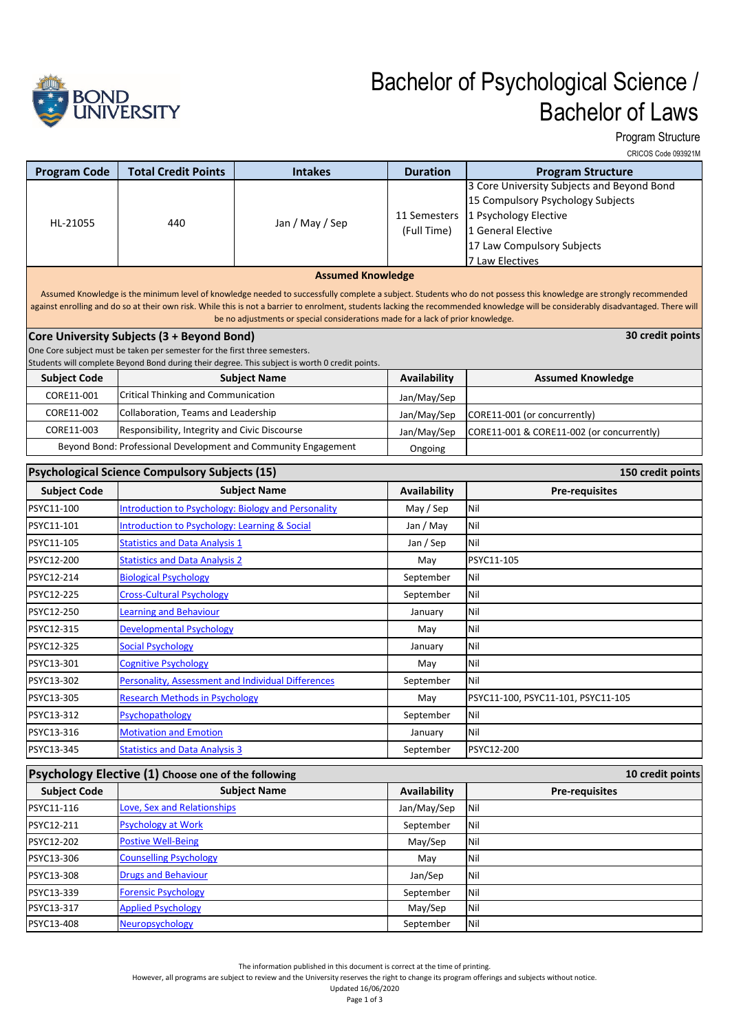# Bachelor of Psychological Science / Bachelor of Laws

Program Structure

CRICOS Code 093921M

| Program Code | Total Credit Points | Intakes | Duration | Program Structure |
|---|---|---|---|---|
| HL-21055 | 440 | Jan / May / Sep | 11 Semesters (Full Time) | 3 Core University Subjects and Beyond Bond<br>15 Compulsory Psychology Subjects<br>1 Psychology Elective<br>1 General Elective<br>17 Law Compulsory Subjects<br>7 Law Electives |

**Assumed Knowledge**

Assumed Knowledge is the minimum level of knowledge needed to successfully complete a subject. Students who do not possess this knowledge are strongly recommended against enrolling and do so at their own risk. While this is not a barrier to enrolment, students lacking the recommended knowledge will be considerably disadvantaged. There will be no adjustments or special considerations made for a lack of prior knowledge.

## Core University Subjects (3 + Beyond Bond) — 30 credit points

One Core subject must be taken per semester for the first three semesters.
Students will complete Beyond Bond during their degree. This subject is worth 0 credit points.

| Subject Code | Subject Name | Availability | Assumed Knowledge |
|---|---|---|---|
| CORE11-001 | Critical Thinking and Communication | Jan/May/Sep | |
| CORE11-002 | Collaboration, Teams and Leadership | Jan/May/Sep | CORE11-001 (or concurrently) |
| CORE11-003 | Responsibility, Integrity and Civic Discourse | Jan/May/Sep | CORE11-001 & CORE11-002 (or concurrently) |
| | Beyond Bond: Professional Development and Community Engagement | Ongoing | |

## Psychological Science Compulsory Subjects (15) — 150 credit points

| Subject Code | Subject Name | Availability | Pre-requisites |
|---|---|---|---|
| PSYC11-100 | Introduction to Psychology: Biology and Personality | May / Sep | Nil |
| PSYC11-101 | Introduction to Psychology: Learning & Social | Jan / May | Nil |
| PSYC11-105 | Statistics and Data Analysis 1 | Jan / Sep | Nil |
| PSYC12-200 | Statistics and Data Analysis 2 | May | PSYC11-105 |
| PSYC12-214 | Biological Psychology | September | Nil |
| PSYC12-225 | Cross-Cultural Psychology | September | Nil |
| PSYC12-250 | Learning and Behaviour | January | Nil |
| PSYC12-315 | Developmental Psychology | May | Nil |
| PSYC12-325 | Social Psychology | January | Nil |
| PSYC13-301 | Cognitive Psychology | May | Nil |
| PSYC13-302 | Personality, Assessment and Individual Differences | September | Nil |
| PSYC13-305 | Research Methods in Psychology | May | PSYC11-100, PSYC11-101, PSYC11-105 |
| PSYC13-312 | Psychopathology | September | Nil |
| PSYC13-316 | Motivation and Emotion | January | Nil |
| PSYC13-345 | Statistics and Data Analysis 3 | September | PSYC12-200 |

## Psychology Elective (1) Choose one of the following — 10 credit points

| Subject Code | Subject Name | Availability | Pre-requisites |
|---|---|---|---|
| PSYC11-116 | Love, Sex and Relationships | Jan/May/Sep | Nil |
| PSYC12-211 | Psychology at Work | September | Nil |
| PSYC12-202 | Postive Well-Being | May/Sep | Nil |
| PSYC13-306 | Counselling Psychology | May | Nil |
| PSYC13-308 | Drugs and Behaviour | Jan/Sep | Nil |
| PSYC13-339 | Forensic Psychology | September | Nil |
| PSYC13-317 | Applied Psychology | May/Sep | Nil |
| PSYC13-408 | Neuropsychology | September | Nil |

The information published in this document is correct at the time of printing.
However, all programs are subject to review and the University reserves the right to change its program offerings and subjects without notice.
Updated 16/06/2020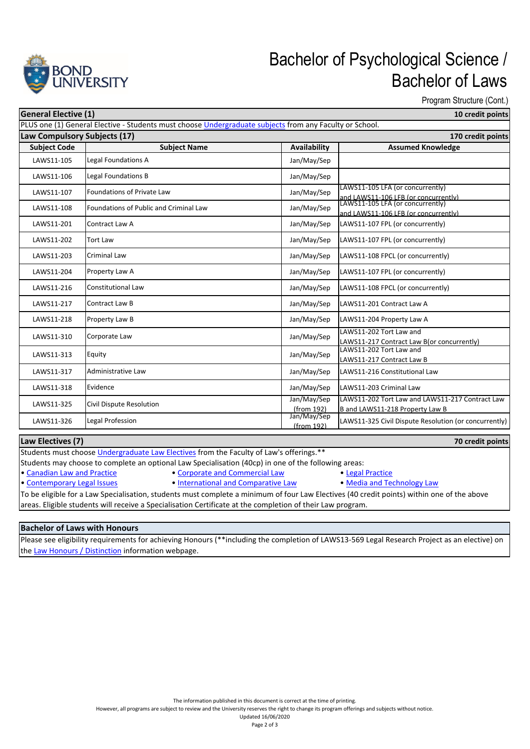# Bachelor of Psychological Science / Bachelor of Laws

Program Structure (Cont.)

## General Elective (1) — 10 credit points

PLUS one (1) General Elective - Students must choose Undergraduate subjects from any Faculty or School.

## Law Compulsory Subjects (17) — 170 credit points

| Subject Code | Subject Name | Availability | Assumed Knowledge |
|---|---|---|---|
| LAWS11-105 | Legal Foundations A | Jan/May/Sep | |
| LAWS11-106 | Legal Foundations B | Jan/May/Sep | |
| LAWS11-107 | Foundations of Private Law | Jan/May/Sep | LAWS11-105 LFA (or concurrently) and LAWS11-106 LFB (or concurrently) |
| LAWS11-108 | Foundations of Public and Criminal Law | Jan/May/Sep | LAWS11-105 LFA (or concurrently) and LAWS11-106 LFB (or concurrently) |
| LAWS11-201 | Contract Law A | Jan/May/Sep | LAWS11-107 FPL (or concurrently) |
| LAWS11-202 | Tort Law | Jan/May/Sep | LAWS11-107 FPL (or concurrently) |
| LAWS11-203 | Criminal Law | Jan/May/Sep | LAWS11-108 FPCL (or concurrently) |
| LAWS11-204 | Property Law A | Jan/May/Sep | LAWS11-107 FPL (or concurrently) |
| LAWS11-216 | Constitutional Law | Jan/May/Sep | LAWS11-108 FPCL (or concurrently) |
| LAWS11-217 | Contract Law B | Jan/May/Sep | LAWS11-201 Contract Law A |
| LAWS11-218 | Property Law B | Jan/May/Sep | LAWS11-204 Property Law A |
| LAWS11-310 | Corporate Law | Jan/May/Sep | LAWS11-202 Tort Law and LAWS11-217 Contract Law B(or concurrently) |
| LAWS11-313 | Equity | Jan/May/Sep | LAWS11-202 Tort Law and LAWS11-217 Contract Law B |
| LAWS11-317 | Administrative Law | Jan/May/Sep | LAWS11-216 Constitutional Law |
| LAWS11-318 | Evidence | Jan/May/Sep | LAWS11-203 Criminal Law |
| LAWS11-325 | Civil Dispute Resolution | Jan/May/Sep (from 192) | LAWS11-202 Tort Law and LAWS11-217 Contract Law B and LAWS11-218 Property Law B |
| LAWS11-326 | Legal Profession | Jan/May/Sep (from 192) | LAWS11-325 Civil Dispute Resolution (or concurrently) |

## Law Electives (7) — 70 credit points

Students must choose Undergraduate Law Electives from the Faculty of Law's offerings.**

Students may choose to complete an optional Law Specialisation (40cp) in one of the following areas:

- Canadian Law and Practice
- Corporate and Commercial Law
- Legal Practice
- Contemporary Legal Issues
- International and Comparative Law
- Media and Technology Law

To be eligible for a Law Specialisation, students must complete a minimum of four Law Electives (40 credit points) within one of the above areas. Eligible students will receive a Specialisation Certificate at the completion of their Law program.

## Bachelor of Laws with Honours

Please see eligibility requirements for achieving Honours (**including the completion of LAWS13-569 Legal Research Project as an elective) on the Law Honours / Distinction information webpage.

The information published in this document is correct at the time of printing.
However, all programs are subject to review and the University reserves the right to change its program offerings and subjects without notice.
Updated 16/06/2020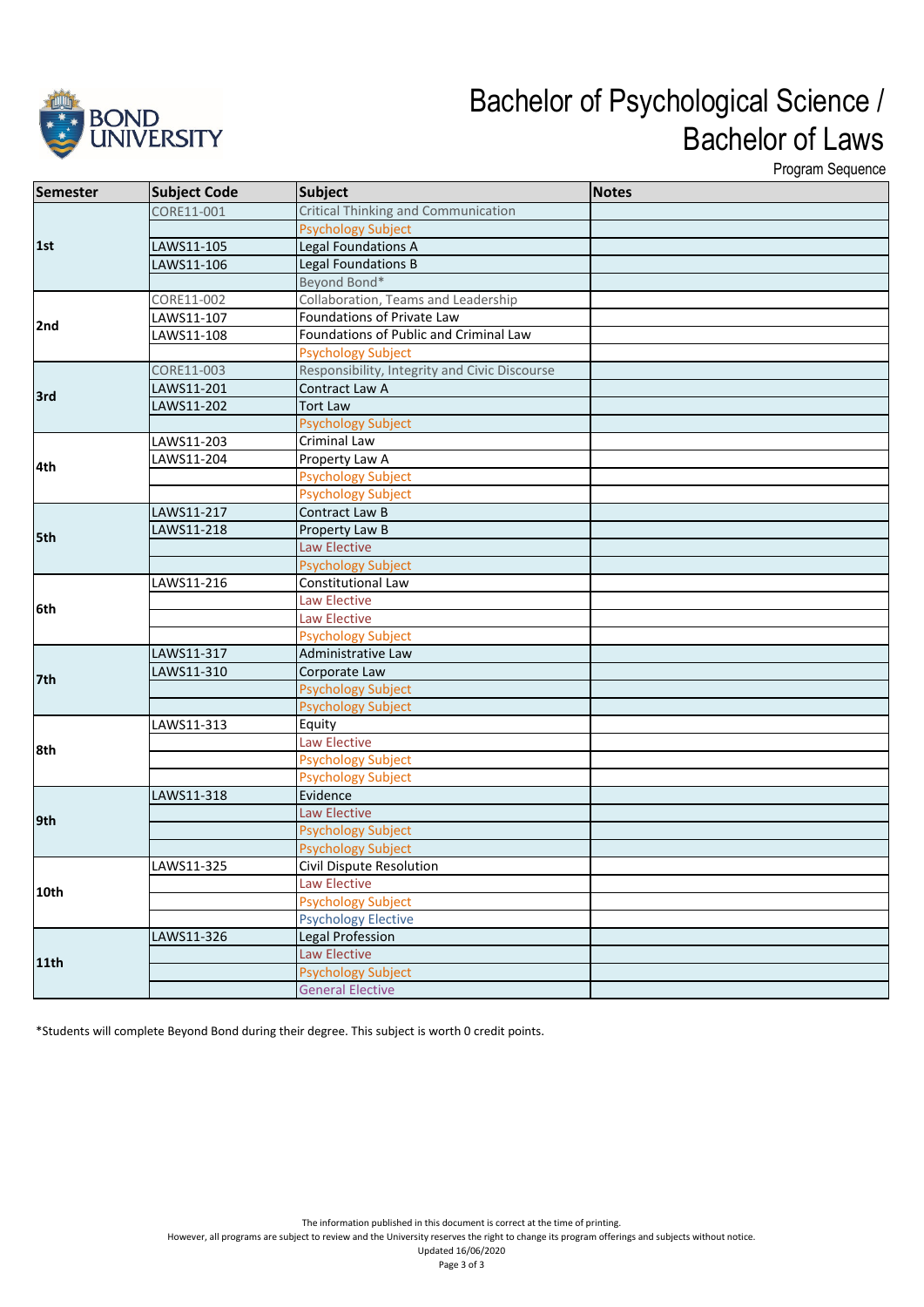# Bachelor of Psychological Science / Bachelor of Laws

Program Sequence

| Semester | Subject Code | Subject | Notes |
|---|---|---|---|
| 1st | CORE11-001 | Critical Thinking and Communication | |
| | | Psychology Subject | |
| | LAWS11-105 | Legal Foundations A | |
| | LAWS11-106 | Legal Foundations B | |
| | | Beyond Bond* | |
| 2nd | CORE11-002 | Collaboration, Teams and Leadership | |
| | LAWS11-107 | Foundations of Private Law | |
| | LAWS11-108 | Foundations of Public and Criminal Law | |
| | | Psychology Subject | |
| 3rd | CORE11-003 | Responsibility, Integrity and Civic Discourse | |
| | LAWS11-201 | Contract Law A | |
| | LAWS11-202 | Tort Law | |
| | | Psychology Subject | |
| 4th | LAWS11-203 | Criminal Law | |
| | LAWS11-204 | Property Law A | |
| | | Psychology Subject | |
| | | Psychology Subject | |
| 5th | LAWS11-217 | Contract Law B | |
| | LAWS11-218 | Property Law B | |
| | | Law Elective | |
| | | Psychology Subject | |
| 6th | LAWS11-216 | Constitutional Law | |
| | | Law Elective | |
| | | Law Elective | |
| | | Psychology Subject | |
| 7th | LAWS11-317 | Administrative Law | |
| | LAWS11-310 | Corporate Law | |
| | | Psychology Subject | |
| | | Psychology Subject | |
| 8th | LAWS11-313 | Equity | |
| | | Law Elective | |
| | | Psychology Subject | |
| | | Psychology Subject | |
| 9th | LAWS11-318 | Evidence | |
| | | Law Elective | |
| | | Psychology Subject | |
| | | Psychology Subject | |
| 10th | LAWS11-325 | Civil Dispute Resolution | |
| | | Law Elective | |
| | | Psychology Subject | |
| | | Psychology Elective | |
| 11th | LAWS11-326 | Legal Profession | |
| | | Law Elective | |
| | | Psychology Subject | |
| | | General Elective | |

*Students will complete Beyond Bond during their degree. This subject is worth 0 credit points.

The information published in this document is correct at the time of printing.
However, all programs are subject to review and the University reserves the right to change its program offerings and subjects without notice.
Updated 16/06/2020